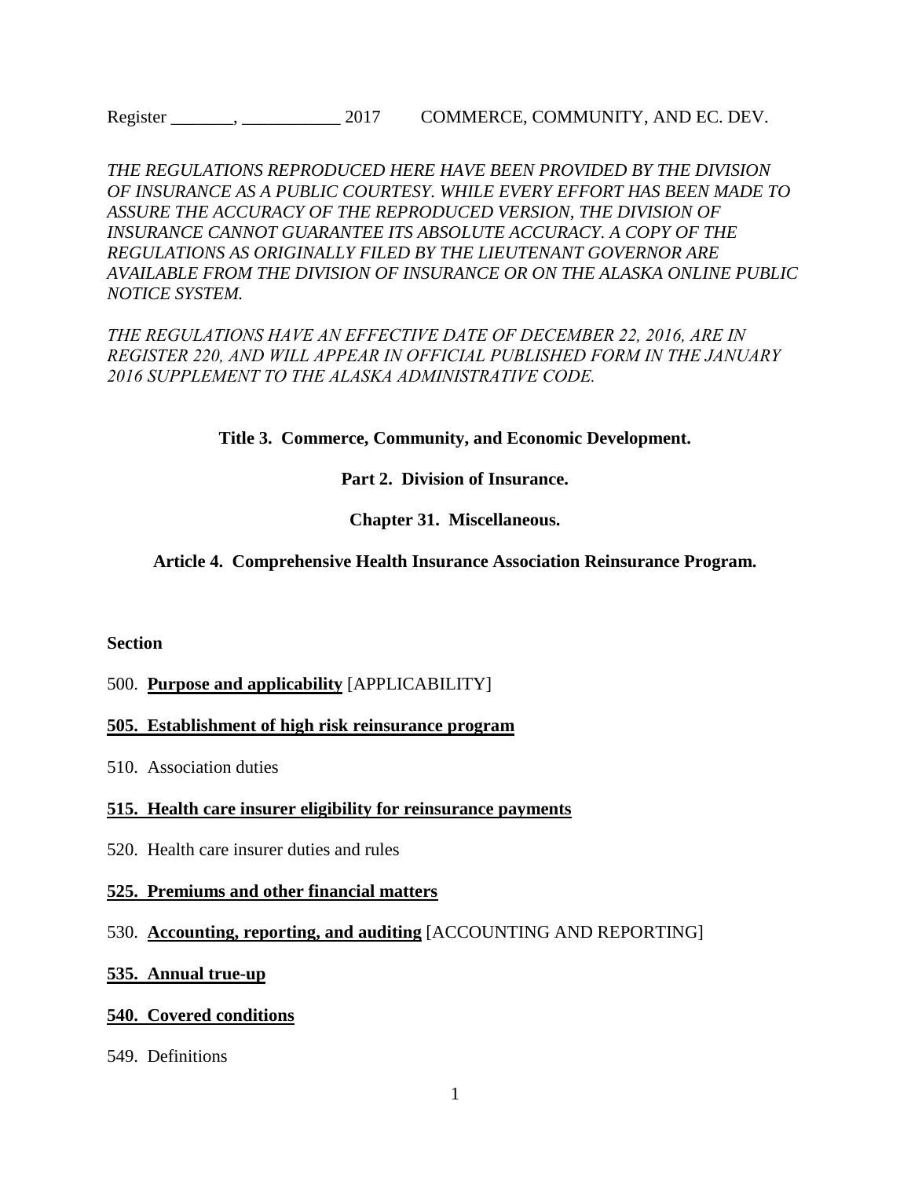*THE REGULATIONS REPRODUCED HERE HAVE BEEN PROVIDED BY THE DIVISION OF INSURANCE AS A PUBLIC COURTESY. WHILE EVERY EFFORT HAS BEEN MADE TO ASSURE THE ACCURACY OF THE REPRODUCED VERSION, THE DIVISION OF INSURANCE CANNOT GUARANTEE ITS ABSOLUTE ACCURACY. A COPY OF THE REGULATIONS AS ORIGINALLY FILED BY THE LIEUTENANT GOVERNOR ARE AVAILABLE FROM THE DIVISION OF INSURANCE OR ON THE ALASKA ONLINE PUBLIC NOTICE SYSTEM.*

*THE REGULATIONS HAVE AN EFFECTIVE DATE OF DECEMBER 22, 2016, ARE IN REGISTER 220, AND WILL APPEAR IN OFFICIAL PUBLISHED FORM IN THE JANUARY 2016 SUPPLEMENT TO THE ALASKA ADMINISTRATIVE CODE.*

# Title 3. Commerce, Community, and Economic Development.

## Part 2. Division of Insurance.

## Chapter 31. Miscellaneous.

### Article 4. Comprehensive Health Insurance Association Reinsurance Program.

**Section**

500. **Purpose and applicability** [APPLICABILITY]

**505. Establishment of high risk reinsurance program**

510. Association duties

**515. Health care insurer eligibility for reinsurance payments**

520. Health care insurer duties and rules

**525. Premiums and other financial matters**

530. **Accounting, reporting, and auditing** [ACCOUNTING AND REPORTING]

**535. Annual true-up**

**540. Covered conditions**

549. Definitions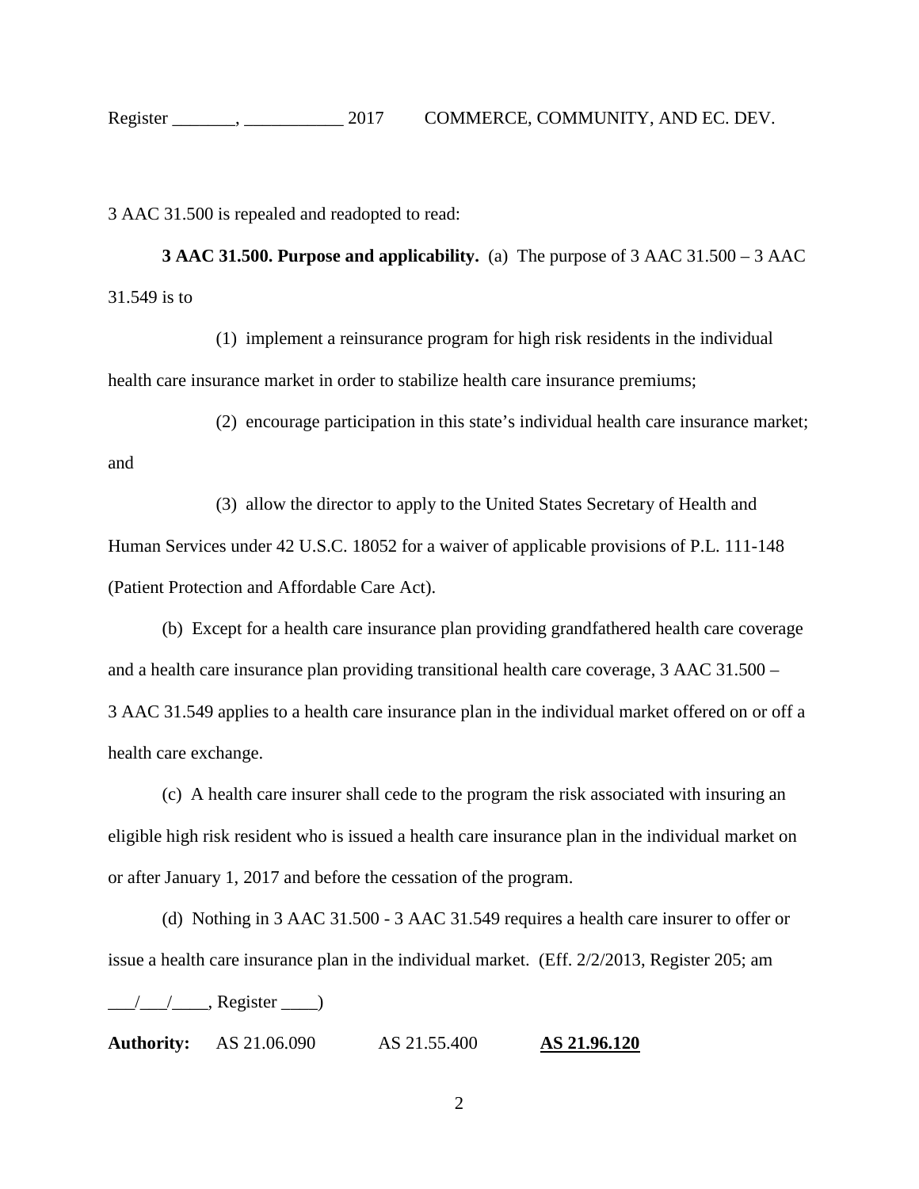3 AAC 31.500 is repealed and readopted to read:

**3 AAC 31.500. Purpose and applicability.** (a) The purpose of 3 AAC 31.500 – 3 AAC 31.549 is to

(1) implement a reinsurance program for high risk residents in the individual health care insurance market in order to stabilize health care insurance premiums;

(2) encourage participation in this state's individual health care insurance market; and

(3) allow the director to apply to the United States Secretary of Health and Human Services under 42 U.S.C. 18052 for a waiver of applicable provisions of P.L. 111-148 (Patient Protection and Affordable Care Act).

(b) Except for a health care insurance plan providing grandfathered health care coverage and a health care insurance plan providing transitional health care coverage, 3 AAC 31.500 – 3 AAC 31.549 applies to a health care insurance plan in the individual market offered on or off a health care exchange.

(c) A health care insurer shall cede to the program the risk associated with insuring an eligible high risk resident who is issued a health care insurance plan in the individual market on or after January 1, 2017 and before the cessation of the program.

(d) Nothing in 3 AAC 31.500 - 3 AAC 31.549 requires a health care insurer to offer or issue a health care insurance plan in the individual market. (Eff. 2/2/2013, Register 205; am ___/___/____, Register ____)

**Authority:** AS 21.06.090 AS 21.55.400 **AS 21.96.120**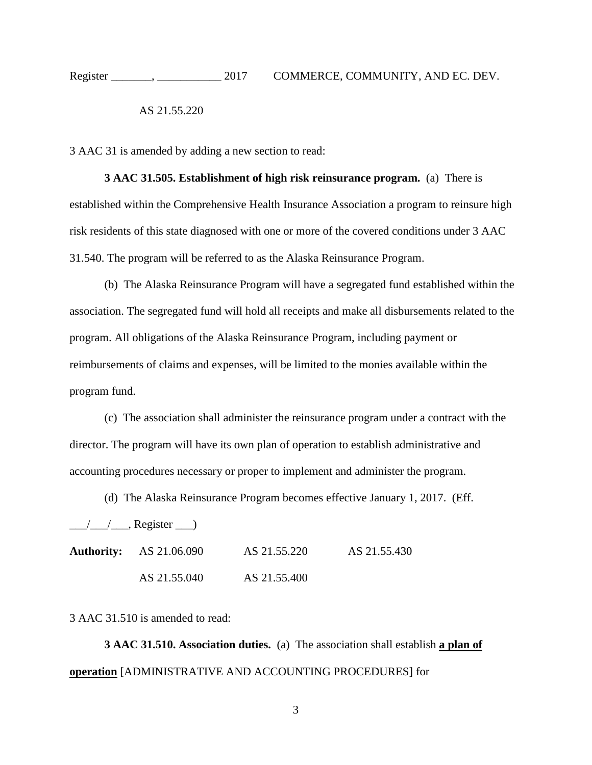AS 21.55.220

3 AAC 31 is amended by adding a new section to read:

**3 AAC 31.505. Establishment of high risk reinsurance program.** (a) There is established within the Comprehensive Health Insurance Association a program to reinsure high risk residents of this state diagnosed with one or more of the covered conditions under 3 AAC 31.540. The program will be referred to as the Alaska Reinsurance Program.

(b) The Alaska Reinsurance Program will have a segregated fund established within the association. The segregated fund will hold all receipts and make all disbursements related to the program. All obligations of the Alaska Reinsurance Program, including payment or reimbursements of claims and expenses, will be limited to the monies available within the program fund.

(c) The association shall administer the reinsurance program under a contract with the director. The program will have its own plan of operation to establish administrative and accounting procedures necessary or proper to implement and administer the program.

(d) The Alaska Reinsurance Program becomes effective January 1, 2017. (Eff. ___/___/___, Register ___)

| | | | |
|---|---|---|---|
| **Authority:** | AS 21.06.090 | AS 21.55.220 | AS 21.55.430 |
| | AS 21.55.040 | AS 21.55.400 | |

3 AAC 31.510 is amended to read:

**3 AAC 31.510. Association duties.** (a) The association shall establish **<u>a plan of operation</u>** [ADMINISTRATIVE AND ACCOUNTING PROCEDURES] for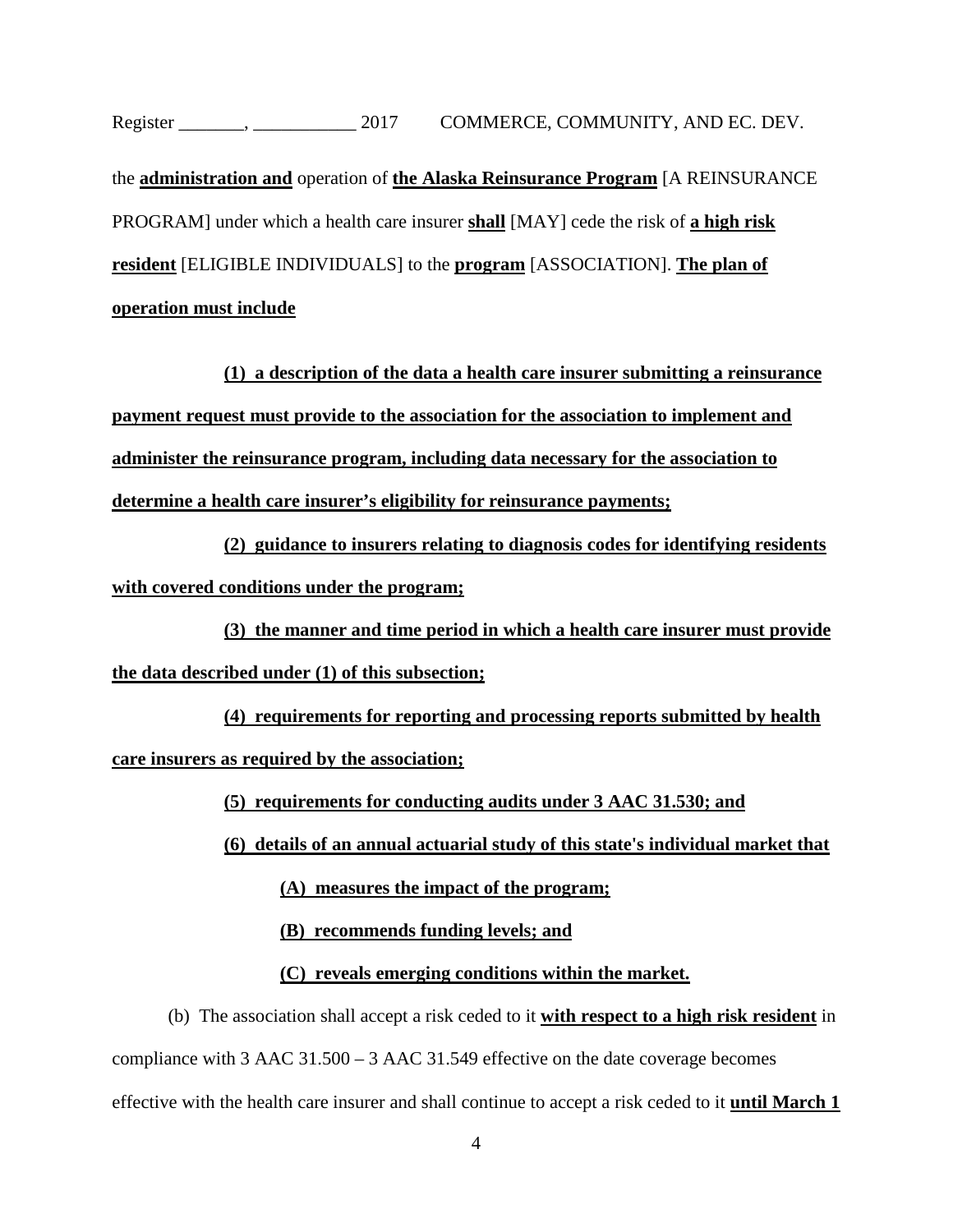the **administration and** operation of **the Alaska Reinsurance Program** [A REINSURANCE PROGRAM] under which a health care insurer **shall** [MAY] cede the risk of **a high risk resident** [ELIGIBLE INDIVIDUALS] to the **program** [ASSOCIATION]. **The plan of operation must include**

**(1) a description of the data a health care insurer submitting a reinsurance payment request must provide to the association for the association to implement and administer the reinsurance program, including data necessary for the association to determine a health care insurer's eligibility for reinsurance payments;**

**(2) guidance to insurers relating to diagnosis codes for identifying residents with covered conditions under the program;**

**(3) the manner and time period in which a health care insurer must provide the data described under (1) of this subsection;**

**(4) requirements for reporting and processing reports submitted by health care insurers as required by the association;**

**(5) requirements for conducting audits under 3 AAC 31.530; and**

**(6) details of an annual actuarial study of this state's individual market that**

**(A) measures the impact of the program;**

**(B) recommends funding levels; and**

**(C) reveals emerging conditions within the market.**

(b) The association shall accept a risk ceded to it **with respect to a high risk resident** in compliance with 3 AAC 31.500 – 3 AAC 31.549 effective on the date coverage becomes effective with the health care insurer and shall continue to accept a risk ceded to it **until March 1**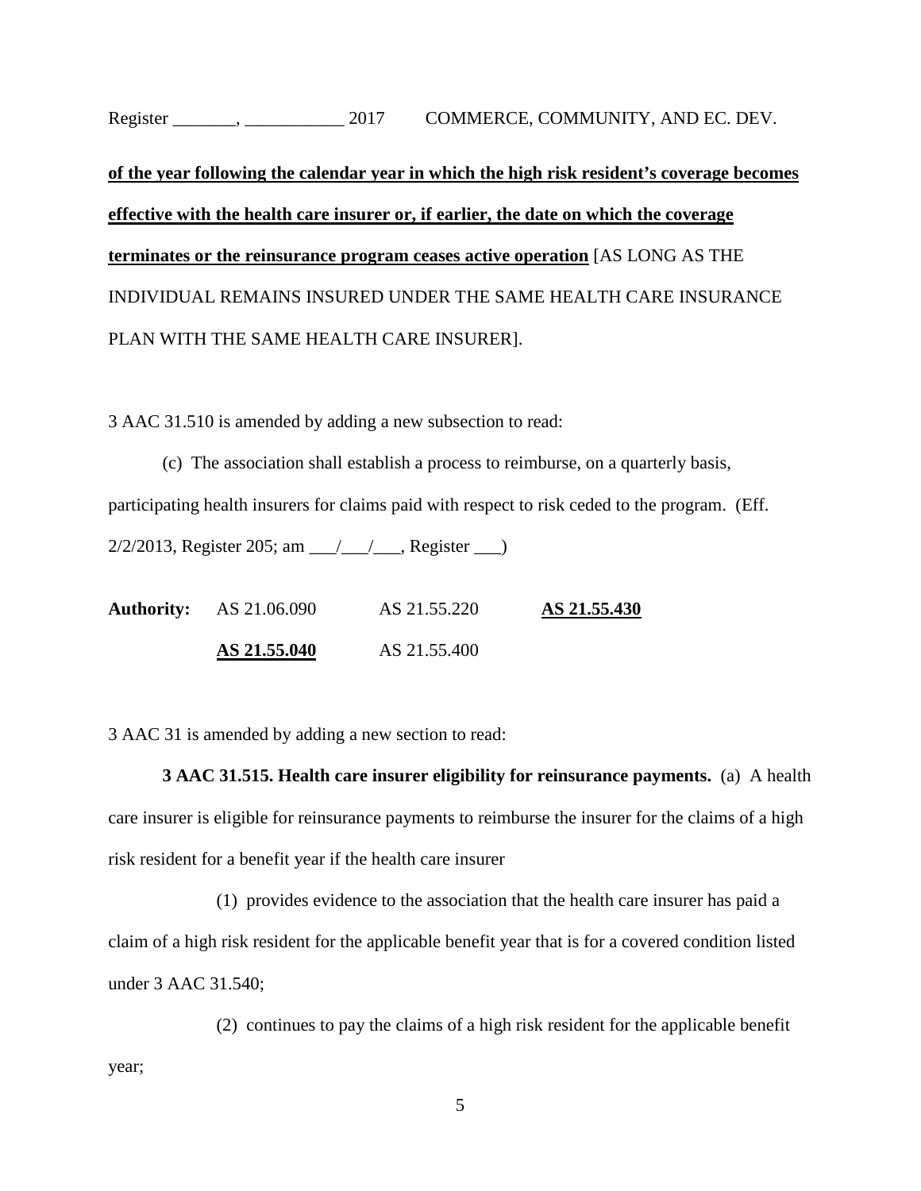**of the year following the calendar year in which the high risk resident's coverage becomes effective with the health care insurer or, if earlier, the date on which the coverage terminates or the reinsurance program ceases active operation** [AS LONG AS THE INDIVIDUAL REMAINS INSURED UNDER THE SAME HEALTH CARE INSURANCE PLAN WITH THE SAME HEALTH CARE INSURER].

3 AAC 31.510 is amended by adding a new subsection to read:

(c) The association shall establish a process to reimburse, on a quarterly basis, participating health insurers for claims paid with respect to risk ceded to the program. (Eff. 2/2/2013, Register 205; am ___/___/___, Register ___)

| **Authority:** | AS 21.06.090 | AS 21.55.220 | **AS 21.55.430** |
|---|---|---|---|
| | **AS 21.55.040** | AS 21.55.400 | |

3 AAC 31 is amended by adding a new section to read:

**3 AAC 31.515. Health care insurer eligibility for reinsurance payments.** (a) A health care insurer is eligible for reinsurance payments to reimburse the insurer for the claims of a high risk resident for a benefit year if the health care insurer

(1) provides evidence to the association that the health care insurer has paid a claim of a high risk resident for the applicable benefit year that is for a covered condition listed under 3 AAC 31.540;

(2) continues to pay the claims of a high risk resident for the applicable benefit year;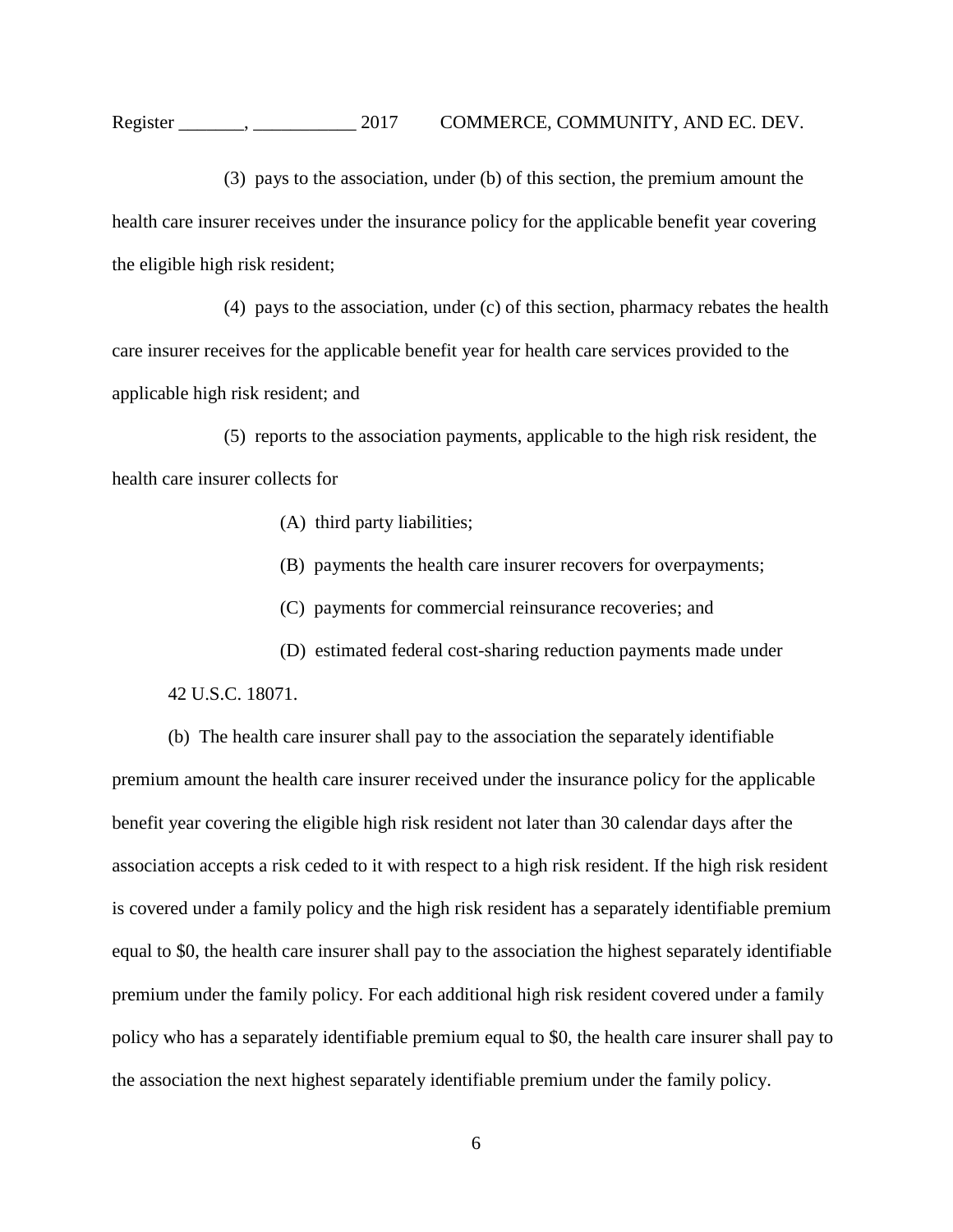(3) pays to the association, under (b) of this section, the premium amount the health care insurer receives under the insurance policy for the applicable benefit year covering the eligible high risk resident;

(4) pays to the association, under (c) of this section, pharmacy rebates the health care insurer receives for the applicable benefit year for health care services provided to the applicable high risk resident; and

(5) reports to the association payments, applicable to the high risk resident, the health care insurer collects for

(A) third party liabilities;

(B) payments the health care insurer recovers for overpayments;

(C) payments for commercial reinsurance recoveries; and

(D) estimated federal cost-sharing reduction payments made under 42 U.S.C. 18071.

(b) The health care insurer shall pay to the association the separately identifiable premium amount the health care insurer received under the insurance policy for the applicable benefit year covering the eligible high risk resident not later than 30 calendar days after the association accepts a risk ceded to it with respect to a high risk resident. If the high risk resident is covered under a family policy and the high risk resident has a separately identifiable premium equal to $0, the health care insurer shall pay to the association the highest separately identifiable premium under the family policy. For each additional high risk resident covered under a family policy who has a separately identifiable premium equal to $0, the health care insurer shall pay to the association the next highest separately identifiable premium under the family policy.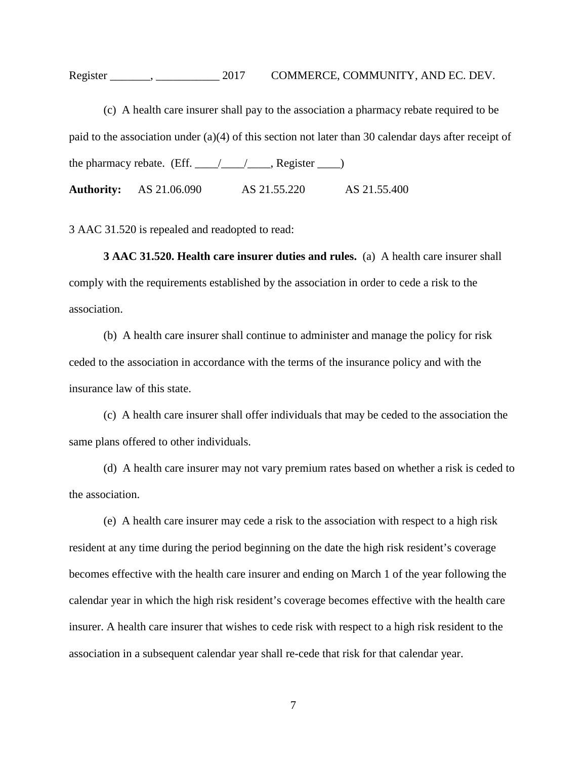(c) A health care insurer shall pay to the association a pharmacy rebate required to be paid to the association under (a)(4) of this section not later than 30 calendar days after receipt of the pharmacy rebate. (Eff. ____/____/____, Register ____)

**Authority:** AS 21.06.090 AS 21.55.220 AS 21.55.400

3 AAC 31.520 is repealed and readopted to read:

**3 AAC 31.520. Health care insurer duties and rules.** (a) A health care insurer shall comply with the requirements established by the association in order to cede a risk to the association.

(b) A health care insurer shall continue to administer and manage the policy for risk ceded to the association in accordance with the terms of the insurance policy and with the insurance law of this state.

(c) A health care insurer shall offer individuals that may be ceded to the association the same plans offered to other individuals.

(d) A health care insurer may not vary premium rates based on whether a risk is ceded to the association.

(e) A health care insurer may cede a risk to the association with respect to a high risk resident at any time during the period beginning on the date the high risk resident's coverage becomes effective with the health care insurer and ending on March 1 of the year following the calendar year in which the high risk resident's coverage becomes effective with the health care insurer. A health care insurer that wishes to cede risk with respect to a high risk resident to the association in a subsequent calendar year shall re-cede that risk for that calendar year.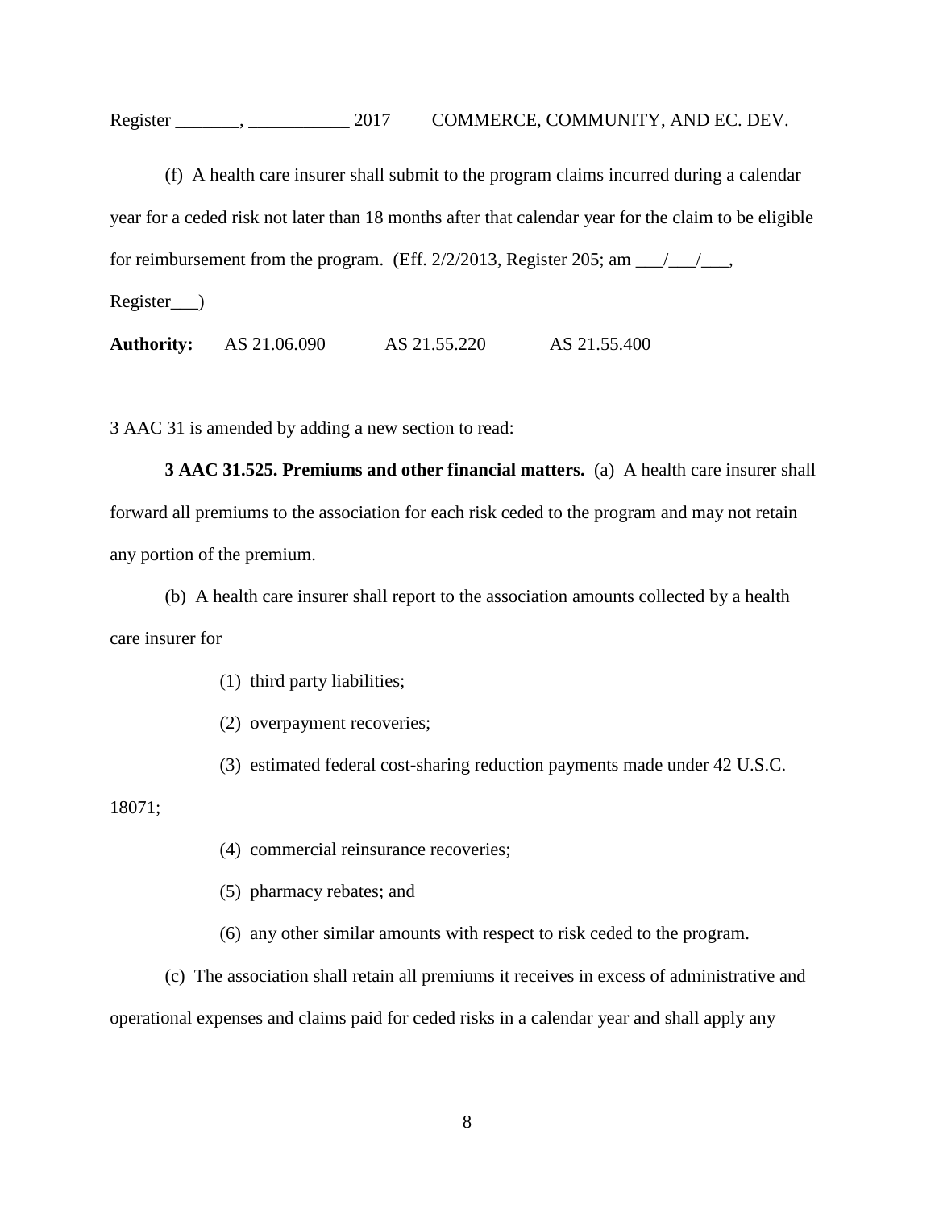(f) A health care insurer shall submit to the program claims incurred during a calendar year for a ceded risk not later than 18 months after that calendar year for the claim to be eligible for reimbursement from the program. (Eff. 2/2/2013, Register 205; am ___/___/___, Register___)

**Authority:** AS 21.06.090 AS 21.55.220 AS 21.55.400

3 AAC 31 is amended by adding a new section to read:

**3 AAC 31.525. Premiums and other financial matters.** (a) A health care insurer shall forward all premiums to the association for each risk ceded to the program and may not retain any portion of the premium.

(b) A health care insurer shall report to the association amounts collected by a health care insurer for

(1) third party liabilities;

(2) overpayment recoveries;

(3) estimated federal cost-sharing reduction payments made under 42 U.S.C. 18071;

(4) commercial reinsurance recoveries;

(5) pharmacy rebates; and

(6) any other similar amounts with respect to risk ceded to the program.

(c) The association shall retain all premiums it receives in excess of administrative and operational expenses and claims paid for ceded risks in a calendar year and shall apply any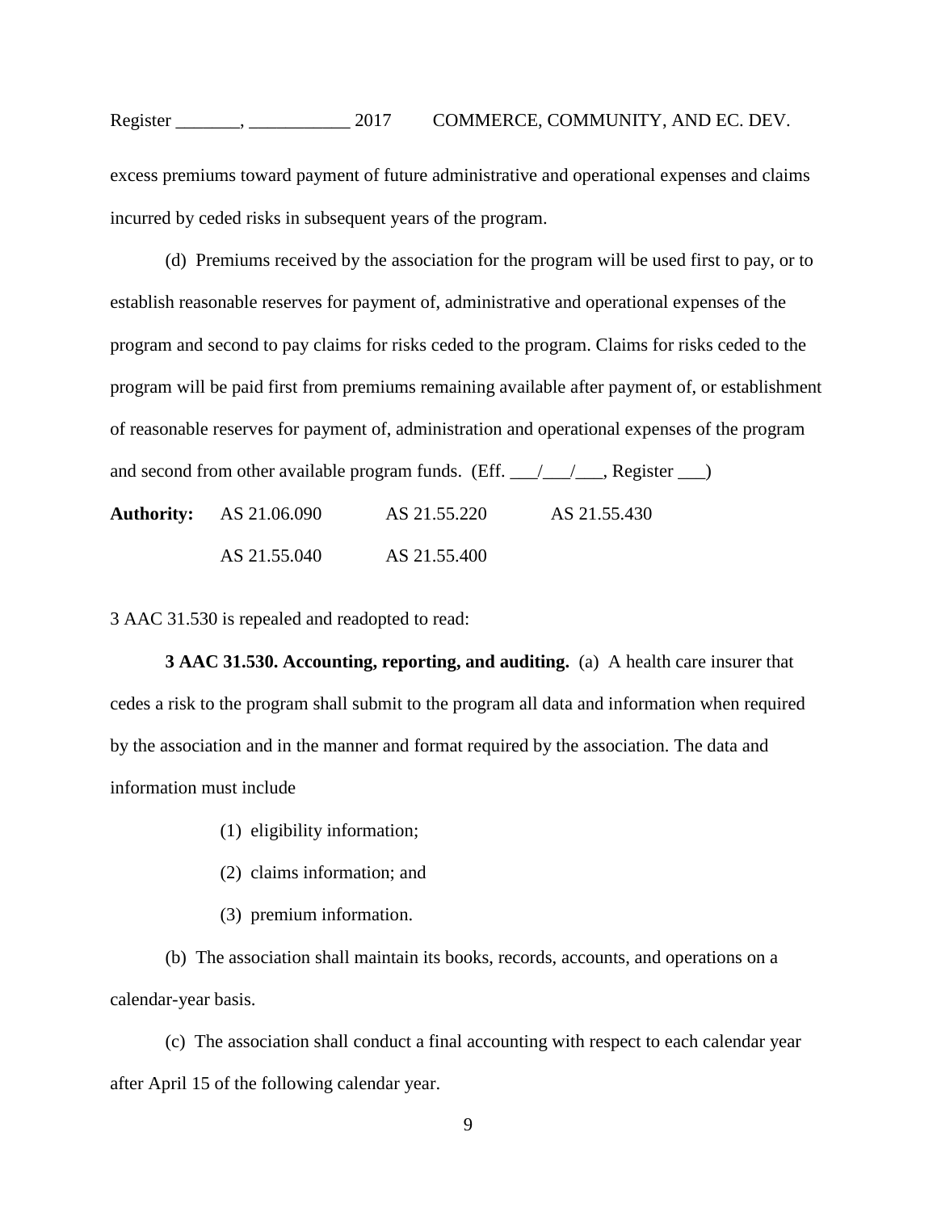excess premiums toward payment of future administrative and operational expenses and claims incurred by ceded risks in subsequent years of the program.

(d) Premiums received by the association for the program will be used first to pay, or to establish reasonable reserves for payment of, administrative and operational expenses of the program and second to pay claims for risks ceded to the program. Claims for risks ceded to the program will be paid first from premiums remaining available after payment of, or establishment of reasonable reserves for payment of, administration and operational expenses of the program and second from other available program funds. (Eff. ___/___/___, Register ___)

| **Authority:** | AS 21.06.090 | AS 21.55.220 | AS 21.55.430 |
|---|---|---|---|
| | AS 21.55.040 | AS 21.55.400 | |

3 AAC 31.530 is repealed and readopted to read:

**3 AAC 31.530. Accounting, reporting, and auditing.** (a) A health care insurer that cedes a risk to the program shall submit to the program all data and information when required by the association and in the manner and format required by the association. The data and information must include

(1) eligibility information;

(2) claims information; and

(3) premium information.

(b) The association shall maintain its books, records, accounts, and operations on a calendar-year basis.

(c) The association shall conduct a final accounting with respect to each calendar year after April 15 of the following calendar year.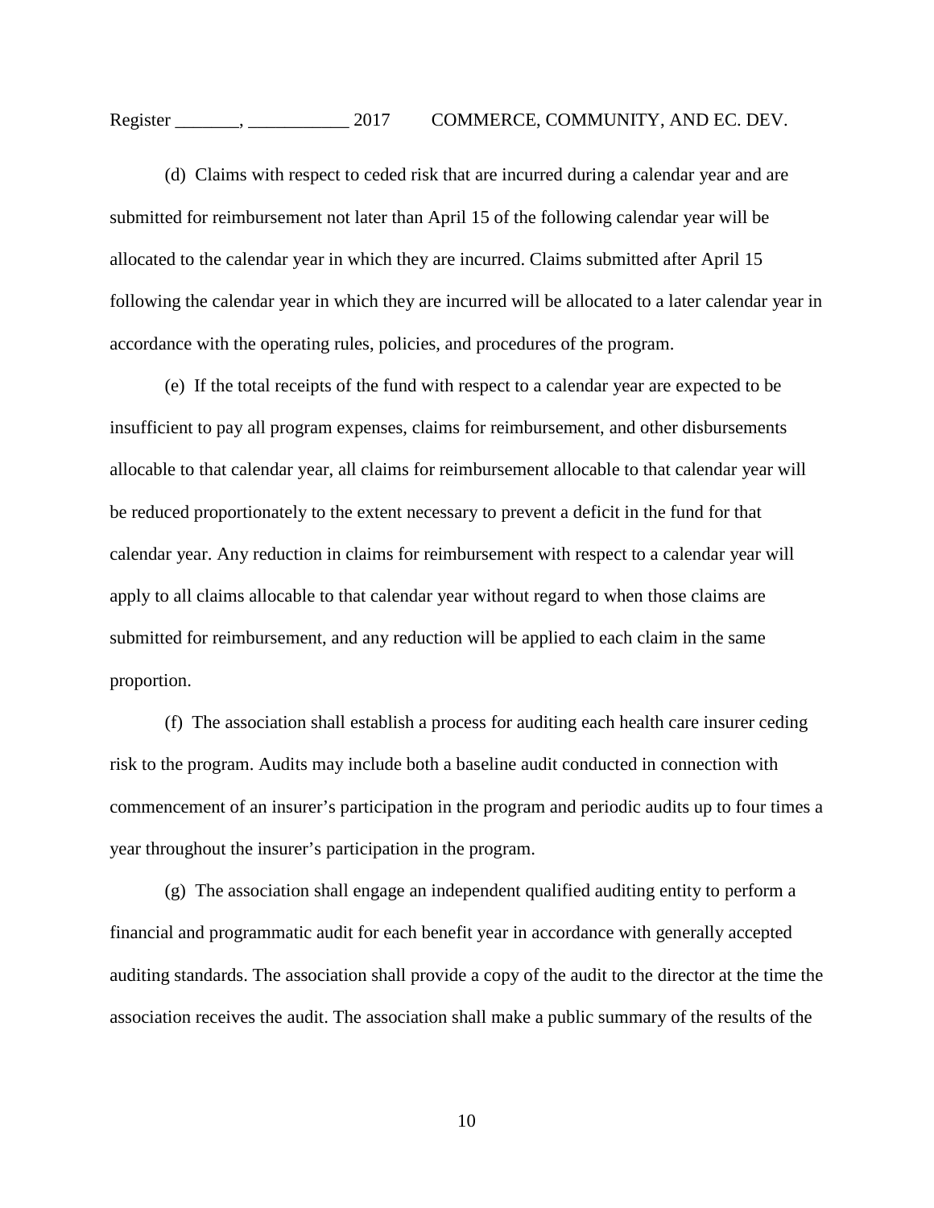(d) Claims with respect to ceded risk that are incurred during a calendar year and are submitted for reimbursement not later than April 15 of the following calendar year will be allocated to the calendar year in which they are incurred. Claims submitted after April 15 following the calendar year in which they are incurred will be allocated to a later calendar year in accordance with the operating rules, policies, and procedures of the program.

(e) If the total receipts of the fund with respect to a calendar year are expected to be insufficient to pay all program expenses, claims for reimbursement, and other disbursements allocable to that calendar year, all claims for reimbursement allocable to that calendar year will be reduced proportionately to the extent necessary to prevent a deficit in the fund for that calendar year. Any reduction in claims for reimbursement with respect to a calendar year will apply to all claims allocable to that calendar year without regard to when those claims are submitted for reimbursement, and any reduction will be applied to each claim in the same proportion.

(f) The association shall establish a process for auditing each health care insurer ceding risk to the program. Audits may include both a baseline audit conducted in connection with commencement of an insurer's participation in the program and periodic audits up to four times a year throughout the insurer's participation in the program.

(g) The association shall engage an independent qualified auditing entity to perform a financial and programmatic audit for each benefit year in accordance with generally accepted auditing standards. The association shall provide a copy of the audit to the director at the time the association receives the audit. The association shall make a public summary of the results of the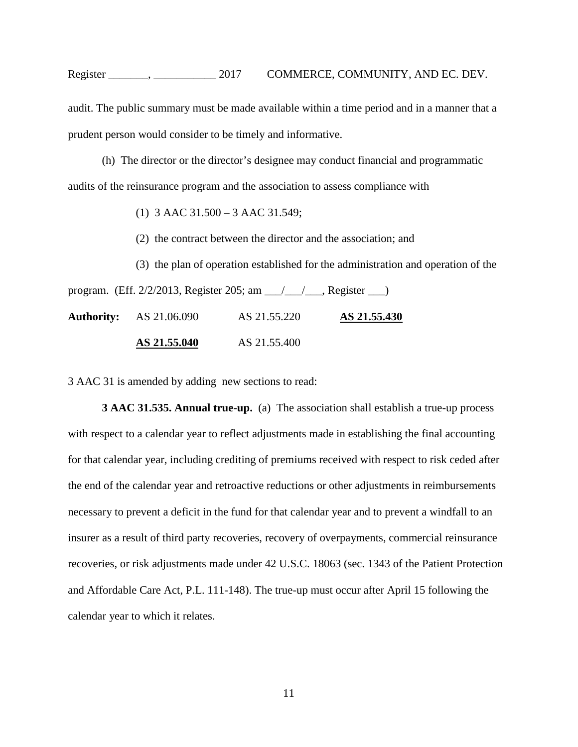audit. The public summary must be made available within a time period and in a manner that a prudent person would consider to be timely and informative.

(h) The director or the director's designee may conduct financial and programmatic audits of the reinsurance program and the association to assess compliance with

(1) 3 AAC 31.500 – 3 AAC 31.549;

(2) the contract between the director and the association; and

(3) the plan of operation established for the administration and operation of the program. (Eff. 2/2/2013, Register 205; am ___/___/___, Register ___)

**Authority:** AS 21.06.090 AS 21.55.220 **AS 21.55.430**

**AS 21.55.040** AS 21.55.400

3 AAC 31 is amended by adding new sections to read:

**3 AAC 31.535. Annual true-up.** (a) The association shall establish a true-up process with respect to a calendar year to reflect adjustments made in establishing the final accounting for that calendar year, including crediting of premiums received with respect to risk ceded after the end of the calendar year and retroactive reductions or other adjustments in reimbursements necessary to prevent a deficit in the fund for that calendar year and to prevent a windfall to an insurer as a result of third party recoveries, recovery of overpayments, commercial reinsurance recoveries, or risk adjustments made under 42 U.S.C. 18063 (sec. 1343 of the Patient Protection and Affordable Care Act, P.L. 111-148). The true-up must occur after April 15 following the calendar year to which it relates.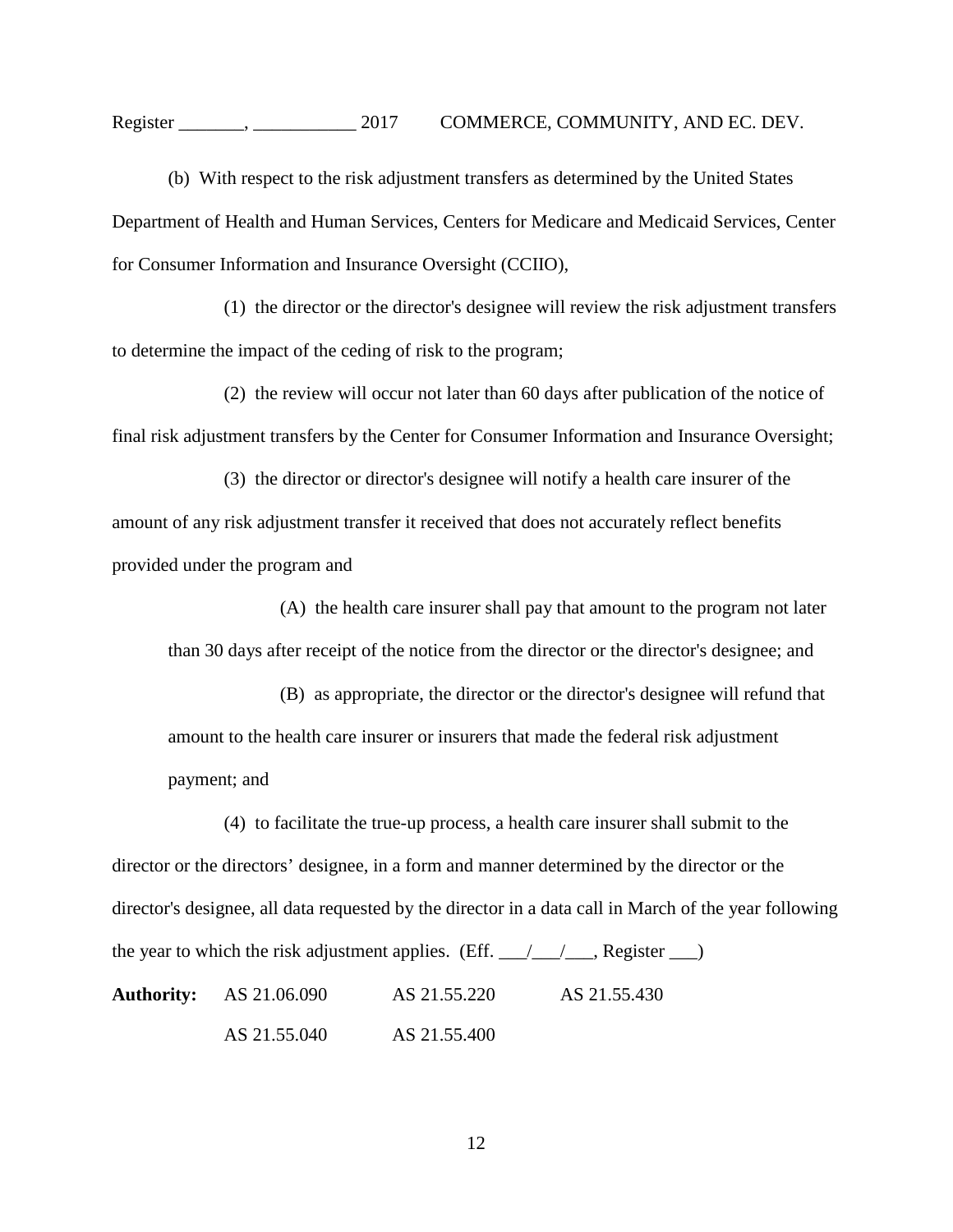(b) With respect to the risk adjustment transfers as determined by the United States Department of Health and Human Services, Centers for Medicare and Medicaid Services, Center for Consumer Information and Insurance Oversight (CCIIO),

(1) the director or the director's designee will review the risk adjustment transfers to determine the impact of the ceding of risk to the program;

(2) the review will occur not later than 60 days after publication of the notice of final risk adjustment transfers by the Center for Consumer Information and Insurance Oversight;

(3) the director or director's designee will notify a health care insurer of the amount of any risk adjustment transfer it received that does not accurately reflect benefits provided under the program and

(A) the health care insurer shall pay that amount to the program not later than 30 days after receipt of the notice from the director or the director's designee; and

(B) as appropriate, the director or the director's designee will refund that amount to the health care insurer or insurers that made the federal risk adjustment payment; and

(4) to facilitate the true-up process, a health care insurer shall submit to the director or the directors' designee, in a form and manner determined by the director or the director's designee, all data requested by the director in a data call in March of the year following the year to which the risk adjustment applies. (Eff. ___/___/___, Register ___)

**Authority:** AS 21.06.090 AS 21.55.220 AS 21.55.430

AS 21.55.040 AS 21.55.400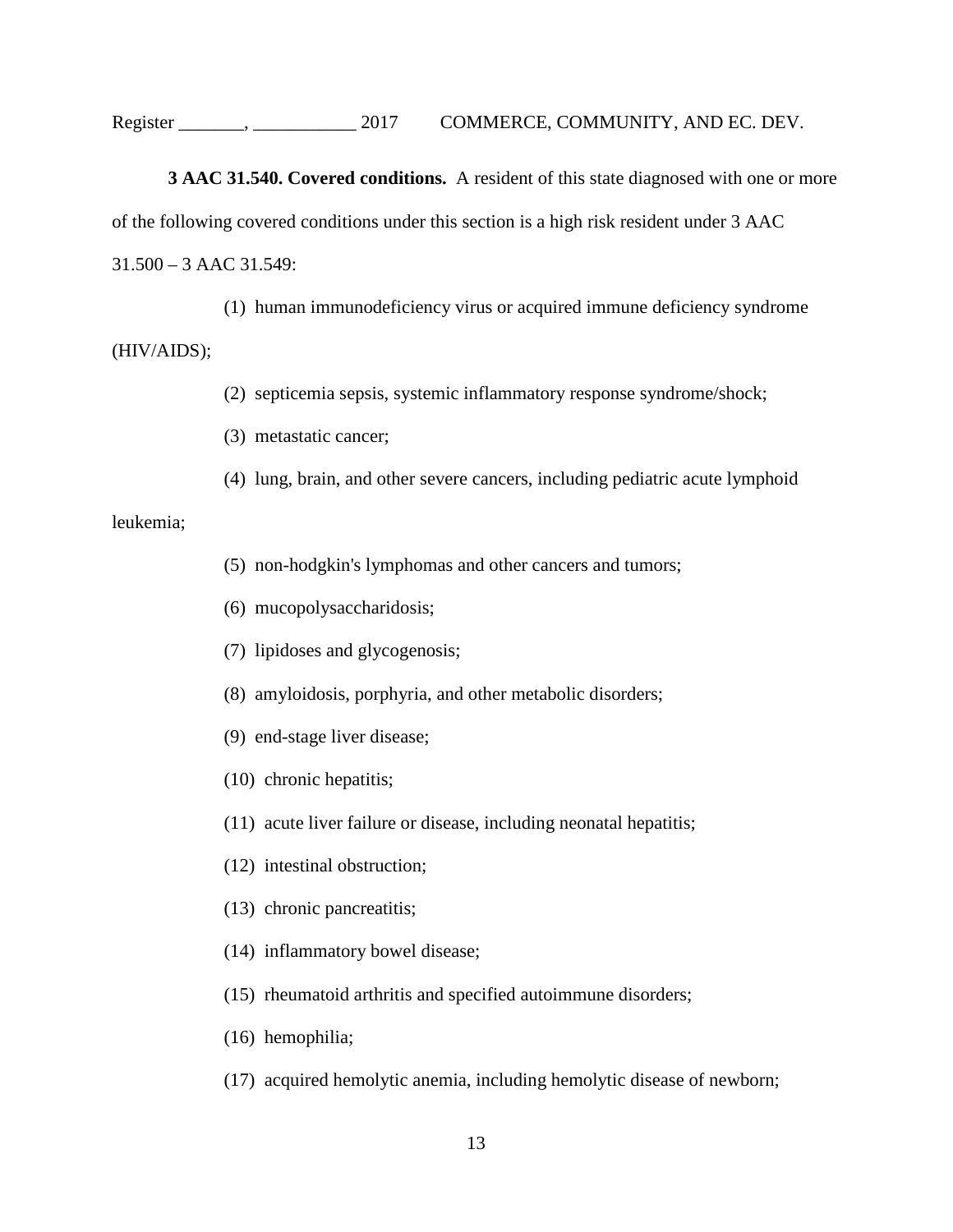**3 AAC 31.540. Covered conditions.** A resident of this state diagnosed with one or more of the following covered conditions under this section is a high risk resident under 3 AAC 31.500 – 3 AAC 31.549:

(1) human immunodeficiency virus or acquired immune deficiency syndrome (HIV/AIDS);

(2) septicemia sepsis, systemic inflammatory response syndrome/shock;

(3) metastatic cancer;

(4) lung, brain, and other severe cancers, including pediatric acute lymphoid leukemia;

(5) non-hodgkin's lymphomas and other cancers and tumors;

(6) mucopolysaccharidosis;

(7) lipidoses and glycogenosis;

(8) amyloidosis, porphyria, and other metabolic disorders;

(9) end-stage liver disease;

(10) chronic hepatitis;

(11) acute liver failure or disease, including neonatal hepatitis;

(12) intestinal obstruction;

(13) chronic pancreatitis;

(14) inflammatory bowel disease;

(15) rheumatoid arthritis and specified autoimmune disorders;

(16) hemophilia;

(17) acquired hemolytic anemia, including hemolytic disease of newborn;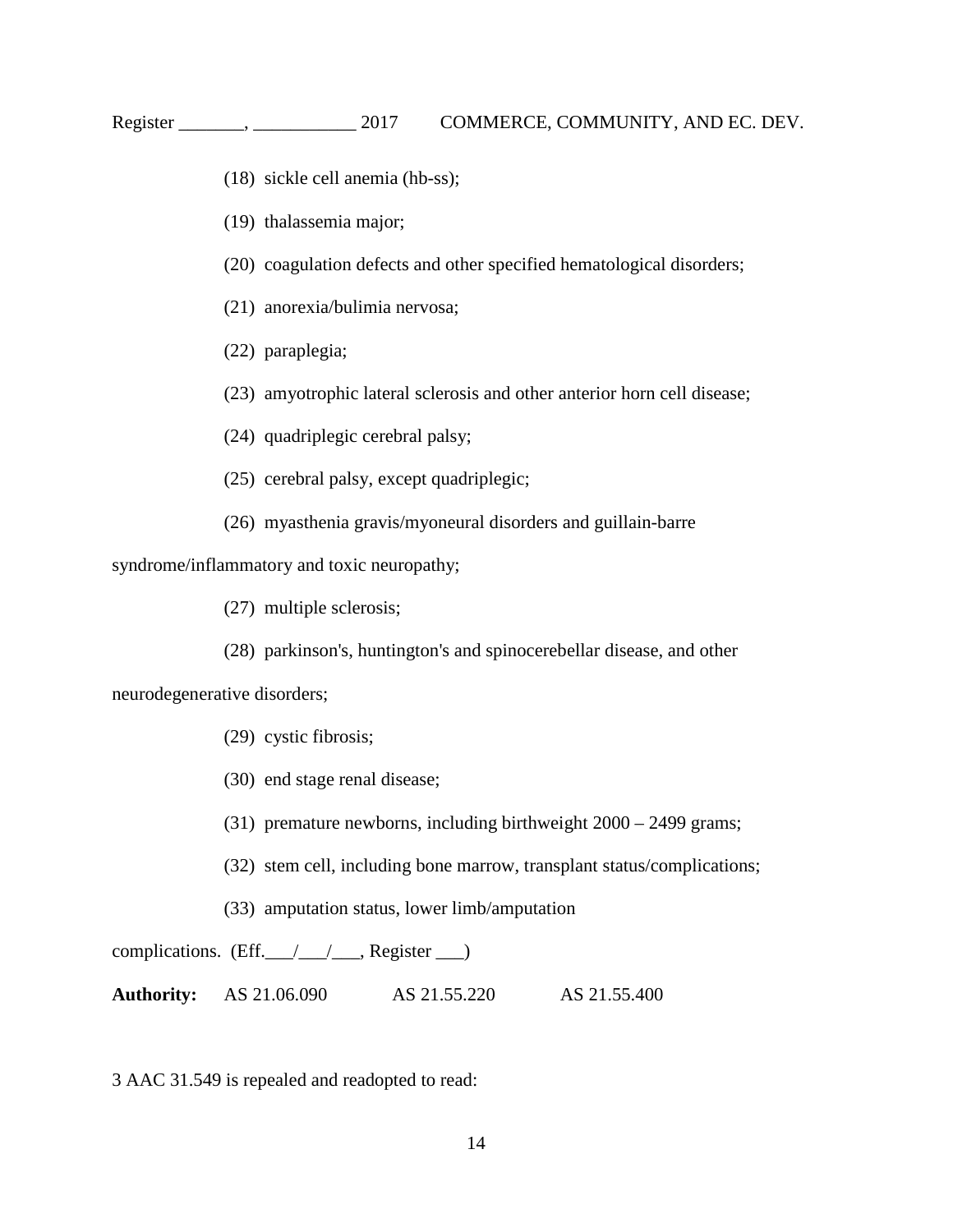(18) sickle cell anemia (hb-ss);

(19) thalassemia major;

(20) coagulation defects and other specified hematological disorders;

(21) anorexia/bulimia nervosa;

(22) paraplegia;

(23) amyotrophic lateral sclerosis and other anterior horn cell disease;

(24) quadriplegic cerebral palsy;

(25) cerebral palsy, except quadriplegic;

(26) myasthenia gravis/myoneural disorders and guillain-barre syndrome/inflammatory and toxic neuropathy;

(27) multiple sclerosis;

(28) parkinson's, huntington's and spinocerebellar disease, and other neurodegenerative disorders;

(29) cystic fibrosis;

(30) end stage renal disease;

(31) premature newborns, including birthweight 2000 – 2499 grams;

(32) stem cell, including bone marrow, transplant status/complications;

(33) amputation status, lower limb/amputation complications. (Eff.___/___/___, Register ___)

**Authority:** AS 21.06.090 AS 21.55.220 AS 21.55.400

3 AAC 31.549 is repealed and readopted to read: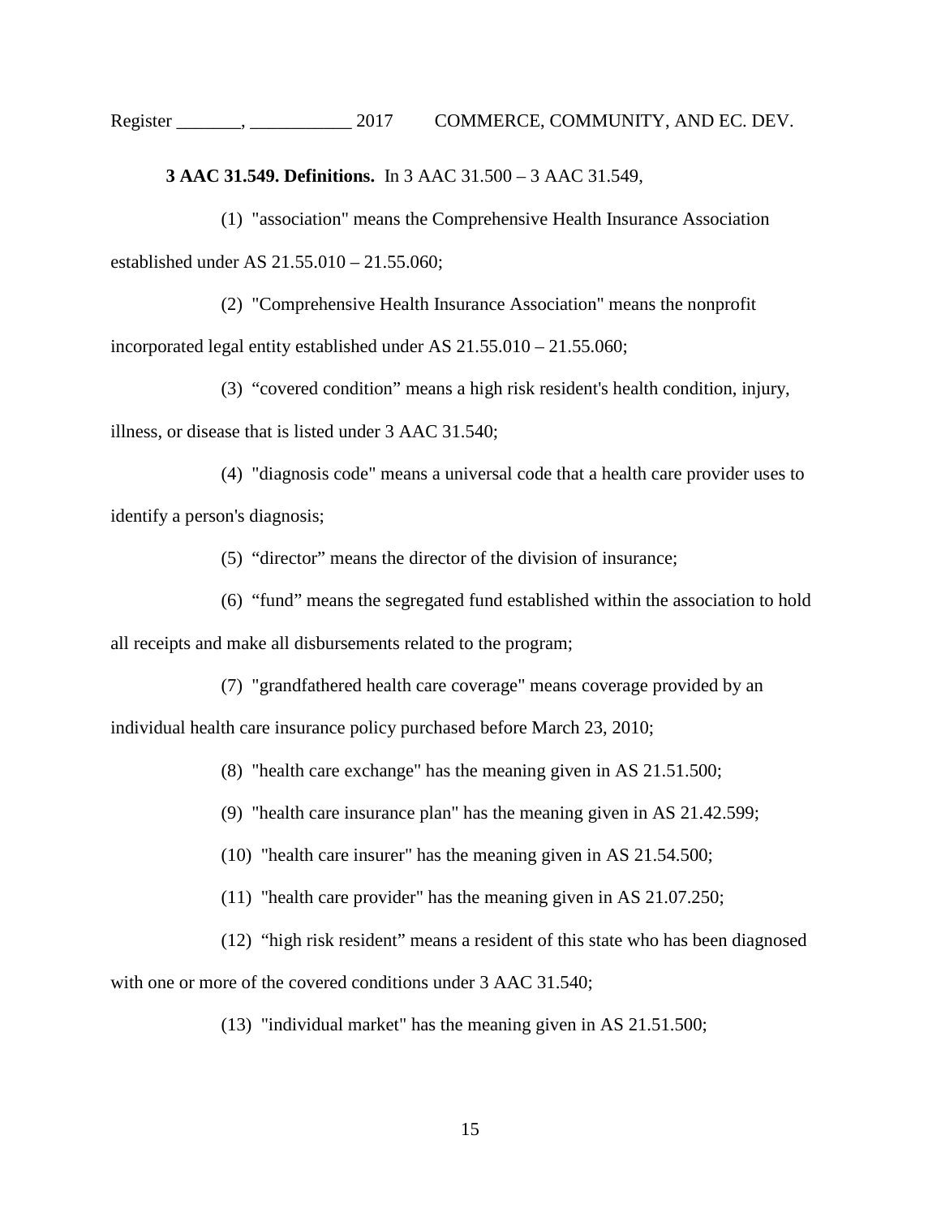**3 AAC 31.549. Definitions.** In 3 AAC 31.500 – 3 AAC 31.549,

(1) "association" means the Comprehensive Health Insurance Association established under AS 21.55.010 – 21.55.060;

(2) "Comprehensive Health Insurance Association" means the nonprofit incorporated legal entity established under AS 21.55.010 – 21.55.060;

(3) "covered condition" means a high risk resident's health condition, injury, illness, or disease that is listed under 3 AAC 31.540;

(4) "diagnosis code" means a universal code that a health care provider uses to identify a person's diagnosis;

(5) "director" means the director of the division of insurance;

(6) "fund" means the segregated fund established within the association to hold all receipts and make all disbursements related to the program;

(7) "grandfathered health care coverage" means coverage provided by an individual health care insurance policy purchased before March 23, 2010;

(8) "health care exchange" has the meaning given in AS 21.51.500;

(9) "health care insurance plan" has the meaning given in AS 21.42.599;

(10) "health care insurer" has the meaning given in AS 21.54.500;

(11) "health care provider" has the meaning given in AS 21.07.250;

(12) "high risk resident" means a resident of this state who has been diagnosed with one or more of the covered conditions under 3 AAC 31.540;

(13) "individual market" has the meaning given in AS 21.51.500;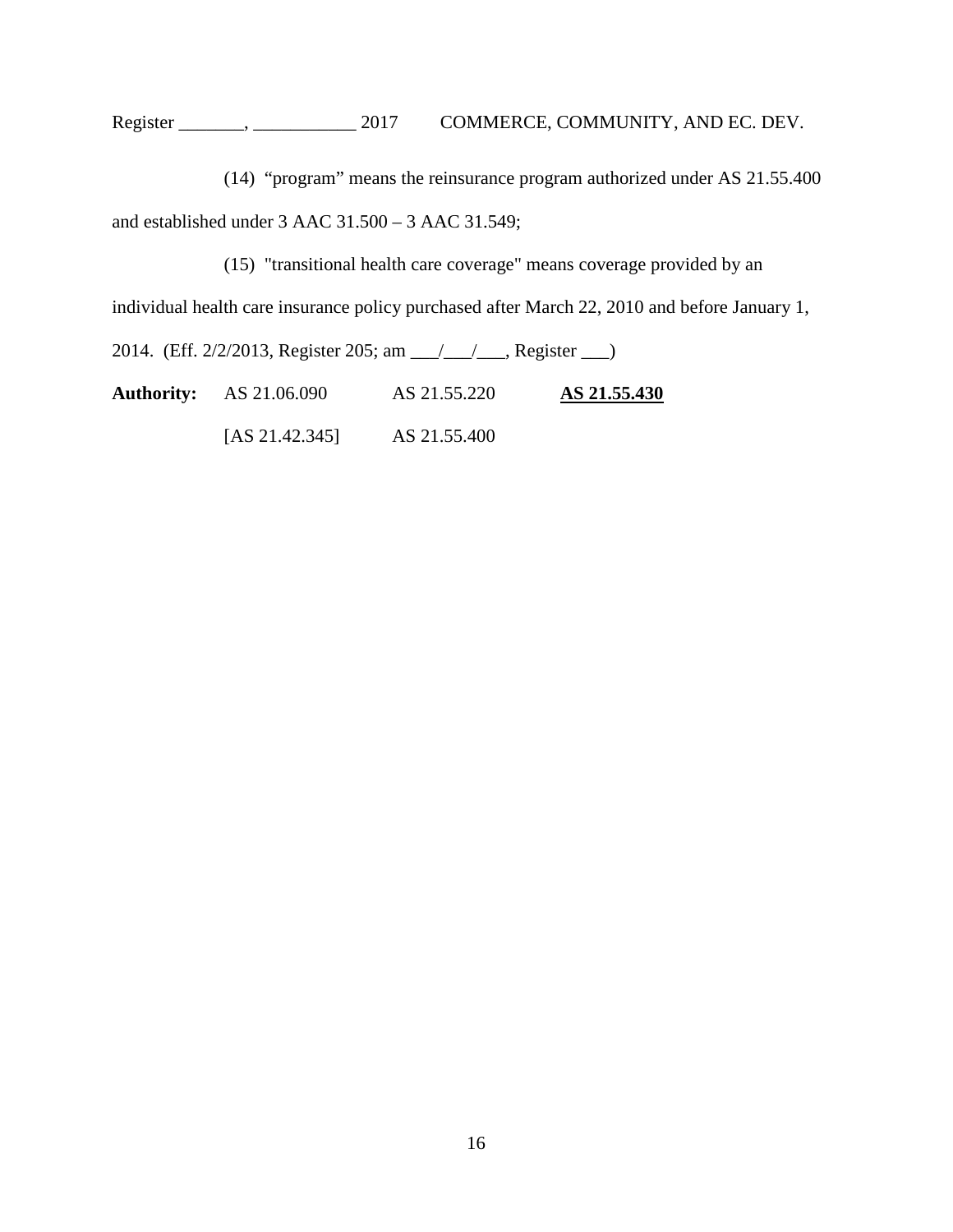(14) "program" means the reinsurance program authorized under AS 21.55.400 and established under 3 AAC 31.500 – 3 AAC 31.549;

(15) "transitional health care coverage" means coverage provided by an individual health care insurance policy purchased after March 22, 2010 and before January 1, 2014. (Eff. 2/2/2013, Register 205; am \_\_\_/\_\_\_/\_\_\_, Register \_\_\_)

| | | | |
|---|---|---|---|
| **Authority:** | AS 21.06.090 | AS 21.55.220 | **AS 21.55.430** |
| | [AS 21.42.345] | AS 21.55.400 | |